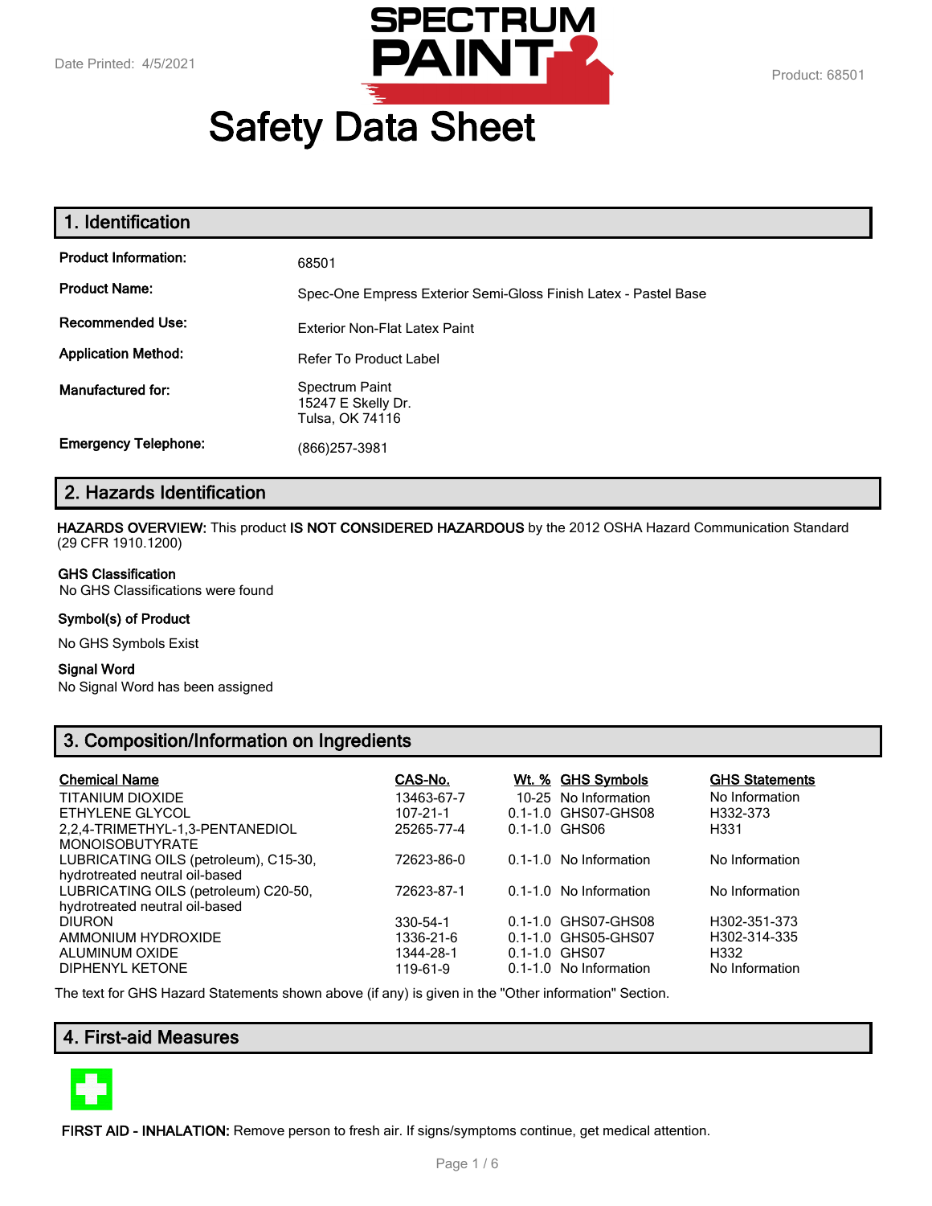Date Printed: 4/5/2021

Product: 68501

# Safety Data Sheet

## 1. Identification

| | |
|---|---|
| **Product Information:** | 68501 |
| **Product Name:** | Spec-One Empress Exterior Semi-Gloss Finish Latex - Pastel Base |
| **Recommended Use:** | Exterior Non-Flat Latex Paint |
| **Application Method:** | Refer To Product Label |
| **Manufactured for:** | Spectrum Paint<br>15247 E Skelly Dr.<br>Tulsa, OK 74116 |
| **Emergency Telephone:** | (866)257-3981 |

## 2. Hazards Identification

**HAZARDS OVERVIEW:** This product **IS NOT CONSIDERED HAZARDOUS** by the 2012 OSHA Hazard Communication Standard (29 CFR 1910.1200)

**GHS Classification**

No GHS Classifications were found

**Symbol(s) of Product**

No GHS Symbols Exist

**Signal Word**

No Signal Word has been assigned

## 3. Composition/Information on Ingredients

| Chemical Name | CAS-No. | Wt. % | GHS Symbols | GHS Statements |
|---|---|---|---|---|
| TITANIUM DIOXIDE | 13463-67-7 | 10-25 | No Information | No Information |
| ETHYLENE GLYCOL | 107-21-1 | 0.1-1.0 | GHS07-GHS08 | H332-373 |
| 2,2,4-TRIMETHYL-1,3-PENTANEDIOL MONOISOBUTYRATE | 25265-77-4 | 0.1-1.0 | GHS06 | H331 |
| LUBRICATING OILS (petroleum), C15-30, hydrotreated neutral oil-based | 72623-86-0 | 0.1-1.0 | No Information | No Information |
| LUBRICATING OILS (petroleum) C20-50, hydrotreated neutral oil-based | 72623-87-1 | 0.1-1.0 | No Information | No Information |
| DIURON | 330-54-1 | 0.1-1.0 | GHS07-GHS08 | H302-351-373 |
| AMMONIUM HYDROXIDE | 1336-21-6 | 0.1-1.0 | GHS05-GHS07 | H302-314-335 |
| ALUMINUM OXIDE | 1344-28-1 | 0.1-1.0 | GHS07 | H332 |
| DIPHENYL KETONE | 119-61-9 | 0.1-1.0 | No Information | No Information |

The text for GHS Hazard Statements shown above (if any) is given in the "Other information" Section.

## 4. First-aid Measures

**FIRST AID - INHALATION:** Remove person to fresh air. If signs/symptoms continue, get medical attention.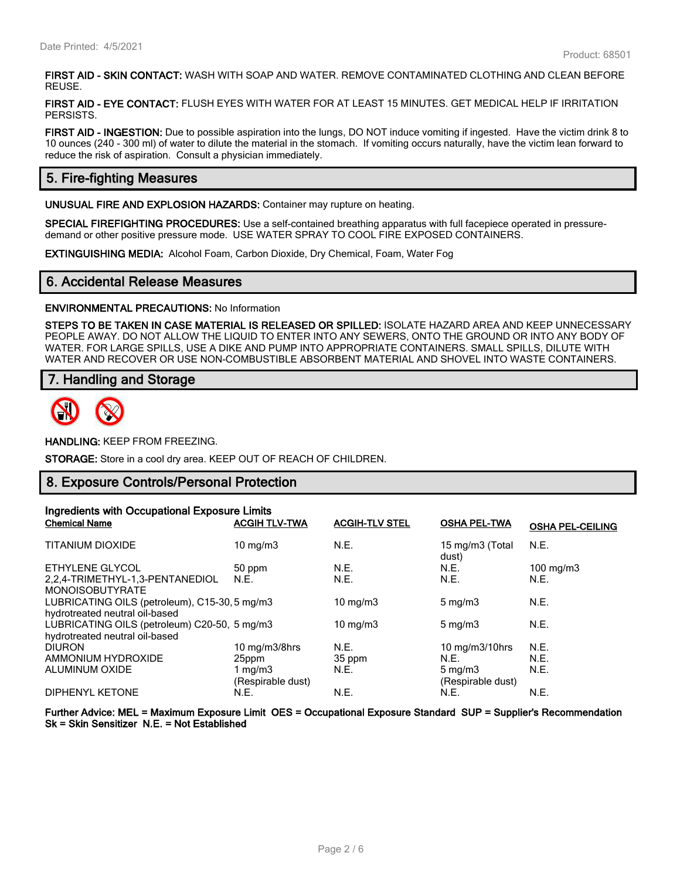**FIRST AID - SKIN CONTACT:** WASH WITH SOAP AND WATER. REMOVE CONTAMINATED CLOTHING AND CLEAN BEFORE REUSE.

**FIRST AID - EYE CONTACT:** FLUSH EYES WITH WATER FOR AT LEAST 15 MINUTES. GET MEDICAL HELP IF IRRITATION PERSISTS.

**FIRST AID - INGESTION:** Due to possible aspiration into the lungs, DO NOT induce vomiting if ingested. Have the victim drink 8 to 10 ounces (240 - 300 ml) of water to dilute the material in the stomach. If vomiting occurs naturally, have the victim lean forward to reduce the risk of aspiration. Consult a physician immediately.

## 5. Fire-fighting Measures

**UNUSUAL FIRE AND EXPLOSION HAZARDS:** Container may rupture on heating.

**SPECIAL FIREFIGHTING PROCEDURES:** Use a self-contained breathing apparatus with full facepiece operated in pressure-demand or other positive pressure mode. USE WATER SPRAY TO COOL FIRE EXPOSED CONTAINERS.

**EXTINGUISHING MEDIA:** Alcohol Foam, Carbon Dioxide, Dry Chemical, Foam, Water Fog

## 6. Accidental Release Measures

**ENVIRONMENTAL PRECAUTIONS:** No Information

**STEPS TO BE TAKEN IN CASE MATERIAL IS RELEASED OR SPILLED:** ISOLATE HAZARD AREA AND KEEP UNNECESSARY PEOPLE AWAY. DO NOT ALLOW THE LIQUID TO ENTER INTO ANY SEWERS, ONTO THE GROUND OR INTO ANY BODY OF WATER. FOR LARGE SPILLS, USE A DIKE AND PUMP INTO APPROPRIATE CONTAINERS. SMALL SPILLS, DILUTE WITH WATER AND RECOVER OR USE NON-COMBUSTIBLE ABSORBENT MATERIAL AND SHOVEL INTO WASTE CONTAINERS.

## 7. Handling and Storage

**HANDLING:** KEEP FROM FREEZING.

**STORAGE:** Store in a cool dry area. KEEP OUT OF REACH OF CHILDREN.

## 8. Exposure Controls/Personal Protection

**Ingredients with Occupational Exposure Limits**

| Chemical Name | ACGIH TLV-TWA | ACGIH-TLV STEL | OSHA PEL-TWA | OSHA PEL-CEILING |
|---|---|---|---|---|
| TITANIUM DIOXIDE | 10 mg/m3 | N.E. | 15 mg/m3 (Total dust) | N.E. |
| ETHYLENE GLYCOL | 50 ppm | N.E. | N.E. | 100 mg/m3 |
| 2,2,4-TRIMETHYL-1,3-PENTANEDIOL MONOISOBUTYRATE | N.E. | N.E. | N.E. | N.E. |
| LUBRICATING OILS (petroleum), C15-30, hydrotreated neutral oil-based | 5 mg/m3 | 10 mg/m3 | 5 mg/m3 | N.E. |
| LUBRICATING OILS (petroleum) C20-50, hydrotreated neutral oil-based | 5 mg/m3 | 10 mg/m3 | 5 mg/m3 | N.E. |
| DIURON | 10 mg/m3/8hrs | N.E. | 10 mg/m3/10hrs | N.E. |
| AMMONIUM HYDROXIDE | 25ppm | 35 ppm | N.E. | N.E. |
| ALUMINUM OXIDE | 1 mg/m3 (Respirable dust) | N.E. | 5 mg/m3 (Respirable dust) | N.E. |
| DIPHENYL KETONE | N.E. | N.E. | N.E. | N.E. |

**Further Advice: MEL = Maximum Exposure Limit OES = Occupational Exposure Standard SUP = Supplier's Recommendation Sk = Skin Sensitizer N.E. = Not Established**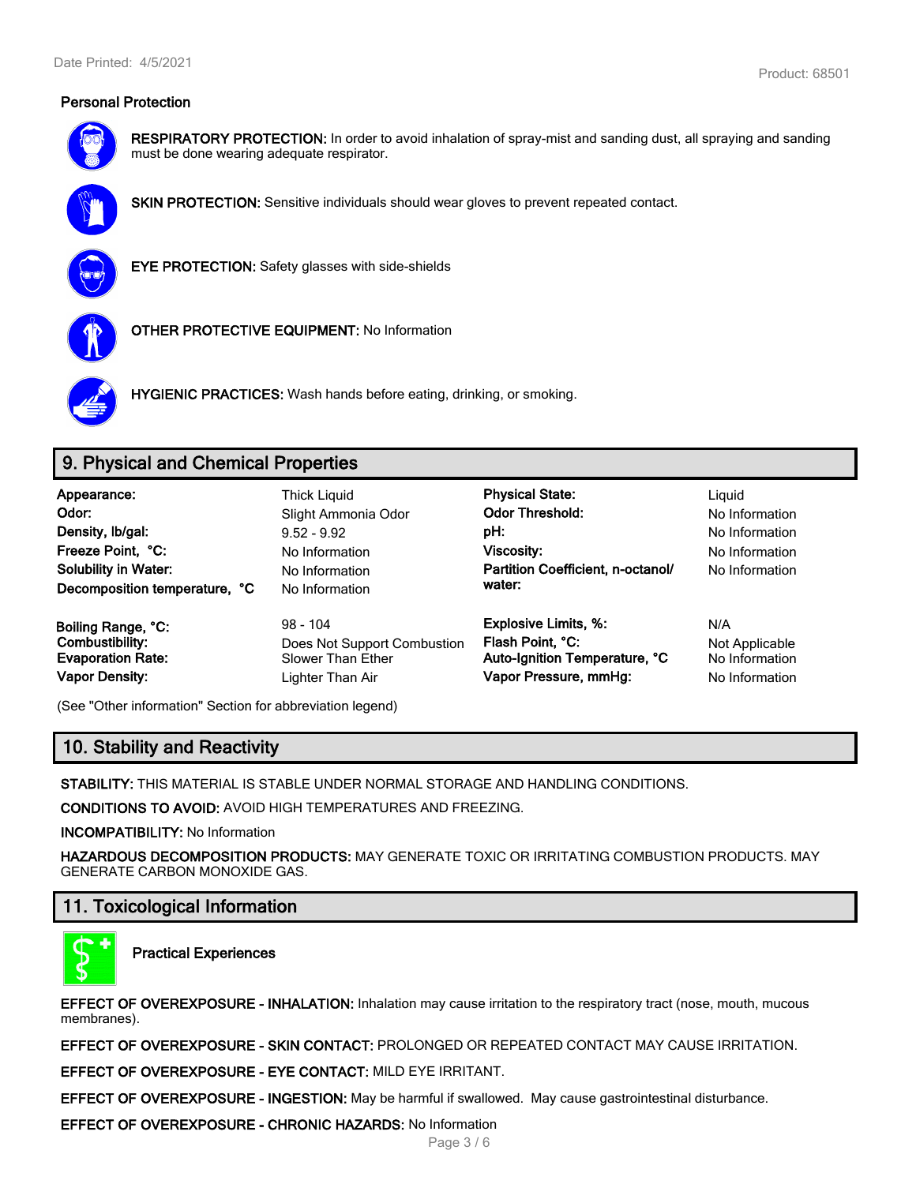### Personal Protection

**RESPIRATORY PROTECTION:** In order to avoid inhalation of spray-mist and sanding dust, all spraying and sanding must be done wearing adequate respirator.

**SKIN PROTECTION:** Sensitive individuals should wear gloves to prevent repeated contact.

**EYE PROTECTION:** Safety glasses with side-shields

**OTHER PROTECTIVE EQUIPMENT:** No Information

**HYGIENIC PRACTICES:** Wash hands before eating, drinking, or smoking.

## 9. Physical and Chemical Properties

| | | | |
|---|---|---|---|
| **Appearance:** | Thick Liquid | **Physical State:** | Liquid |
| **Odor:** | Slight Ammonia Odor | **Odor Threshold:** | No Information |
| **Density, lb/gal:** | 9.52 - 9.92 | **pH:** | No Information |
| **Freeze Point, °C:** | No Information | **Viscosity:** | No Information |
| **Solubility in Water:** | No Information | **Partition Coefficient, n-octanol/ water:** | No Information |
| **Decomposition temperature, °C** | No Information | | |
| **Boiling Range, °C:** | 98 - 104 | **Explosive Limits, %:** | N/A |
| **Combustibility:** | Does Not Support Combustion | **Flash Point, °C:** | Not Applicable |
| **Evaporation Rate:** | Slower Than Ether | **Auto-Ignition Temperature, °C** | No Information |
| **Vapor Density:** | Lighter Than Air | **Vapor Pressure, mmHg:** | No Information |

(See "Other information" Section for abbreviation legend)

## 10. Stability and Reactivity

**STABILITY:** THIS MATERIAL IS STABLE UNDER NORMAL STORAGE AND HANDLING CONDITIONS.

**CONDITIONS TO AVOID:** AVOID HIGH TEMPERATURES AND FREEZING.

**INCOMPATIBILITY:** No Information

**HAZARDOUS DECOMPOSITION PRODUCTS:** MAY GENERATE TOXIC OR IRRITATING COMBUSTION PRODUCTS. MAY GENERATE CARBON MONOXIDE GAS.

## 11. Toxicological Information

**Practical Experiences**

**EFFECT OF OVEREXPOSURE - INHALATION:** Inhalation may cause irritation to the respiratory tract (nose, mouth, mucous membranes).

**EFFECT OF OVEREXPOSURE - SKIN CONTACT:** PROLONGED OR REPEATED CONTACT MAY CAUSE IRRITATION.

**EFFECT OF OVEREXPOSURE - EYE CONTACT:** MILD EYE IRRITANT.

**EFFECT OF OVEREXPOSURE - INGESTION:** May be harmful if swallowed. May cause gastrointestinal disturbance.

**EFFECT OF OVEREXPOSURE - CHRONIC HAZARDS:** No Information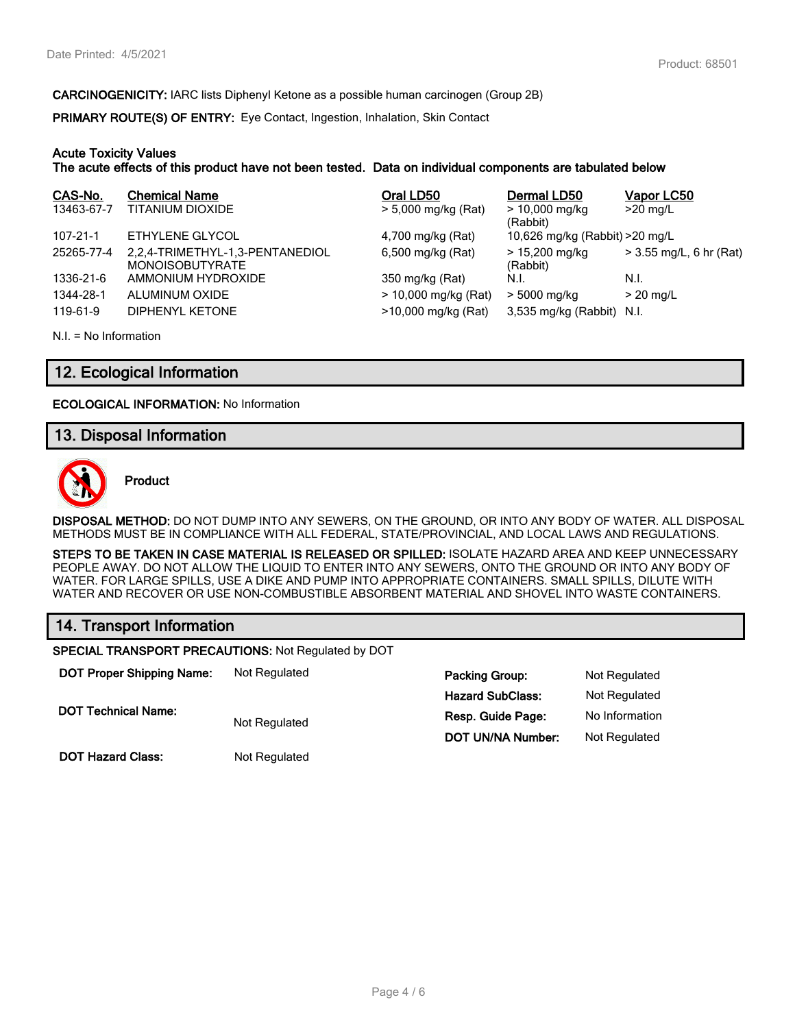**CARCINOGENICITY:** IARC lists Diphenyl Ketone as a possible human carcinogen (Group 2B)

**PRIMARY ROUTE(S) OF ENTRY:** Eye Contact, Ingestion, Inhalation, Skin Contact

**Acute Toxicity Values**
**The acute effects of this product have not been tested. Data on individual components are tabulated below**

| CAS-No. | Chemical Name | Oral LD50 | Dermal LD50 | Vapor LC50 |
|---|---|---|---|---|
| 13463-67-7 | TITANIUM DIOXIDE | > 5,000 mg/kg (Rat) | > 10,000 mg/kg (Rabbit) | >20 mg/L |
| 107-21-1 | ETHYLENE GLYCOL | 4,700 mg/kg (Rat) | 10,626 mg/kg (Rabbit) | >20 mg/L |
| 25265-77-4 | 2,2,4-TRIMETHYL-1,3-PENTANEDIOL MONOISOBUTYRATE | 6,500 mg/kg (Rat) | > 15,200 mg/kg (Rabbit) | > 3.55 mg/L, 6 hr (Rat) |
| 1336-21-6 | AMMONIUM HYDROXIDE | 350 mg/kg (Rat) | N.I. | N.I. |
| 1344-28-1 | ALUMINUM OXIDE | > 10,000 mg/kg (Rat) | > 5000 mg/kg | > 20 mg/L |
| 119-61-9 | DIPHENYL KETONE | >10,000 mg/kg (Rat) | 3,535 mg/kg (Rabbit) | N.I. |

N.I. = No Information

## 12. Ecological Information

**ECOLOGICAL INFORMATION:** No Information

## 13. Disposal Information

**Product**

**DISPOSAL METHOD:** DO NOT DUMP INTO ANY SEWERS, ON THE GROUND, OR INTO ANY BODY OF WATER. ALL DISPOSAL METHODS MUST BE IN COMPLIANCE WITH ALL FEDERAL, STATE/PROVINCIAL, AND LOCAL LAWS AND REGULATIONS.

**STEPS TO BE TAKEN IN CASE MATERIAL IS RELEASED OR SPILLED:** ISOLATE HAZARD AREA AND KEEP UNNECESSARY PEOPLE AWAY. DO NOT ALLOW THE LIQUID TO ENTER INTO ANY SEWERS, ONTO THE GROUND OR INTO ANY BODY OF WATER. FOR LARGE SPILLS, USE A DIKE AND PUMP INTO APPROPRIATE CONTAINERS. SMALL SPILLS, DILUTE WITH WATER AND RECOVER OR USE NON-COMBUSTIBLE ABSORBENT MATERIAL AND SHOVEL INTO WASTE CONTAINERS.

## 14. Transport Information

**SPECIAL TRANSPORT PRECAUTIONS:** Not Regulated by DOT

**DOT Proper Shipping Name:** Not Regulated

**DOT Technical Name:** Not Regulated

**DOT Hazard Class:** Not Regulated

**Packing Group:** Not Regulated

**Hazard SubClass:** Not Regulated

**Resp. Guide Page:** No Information

**DOT UN/NA Number:** Not Regulated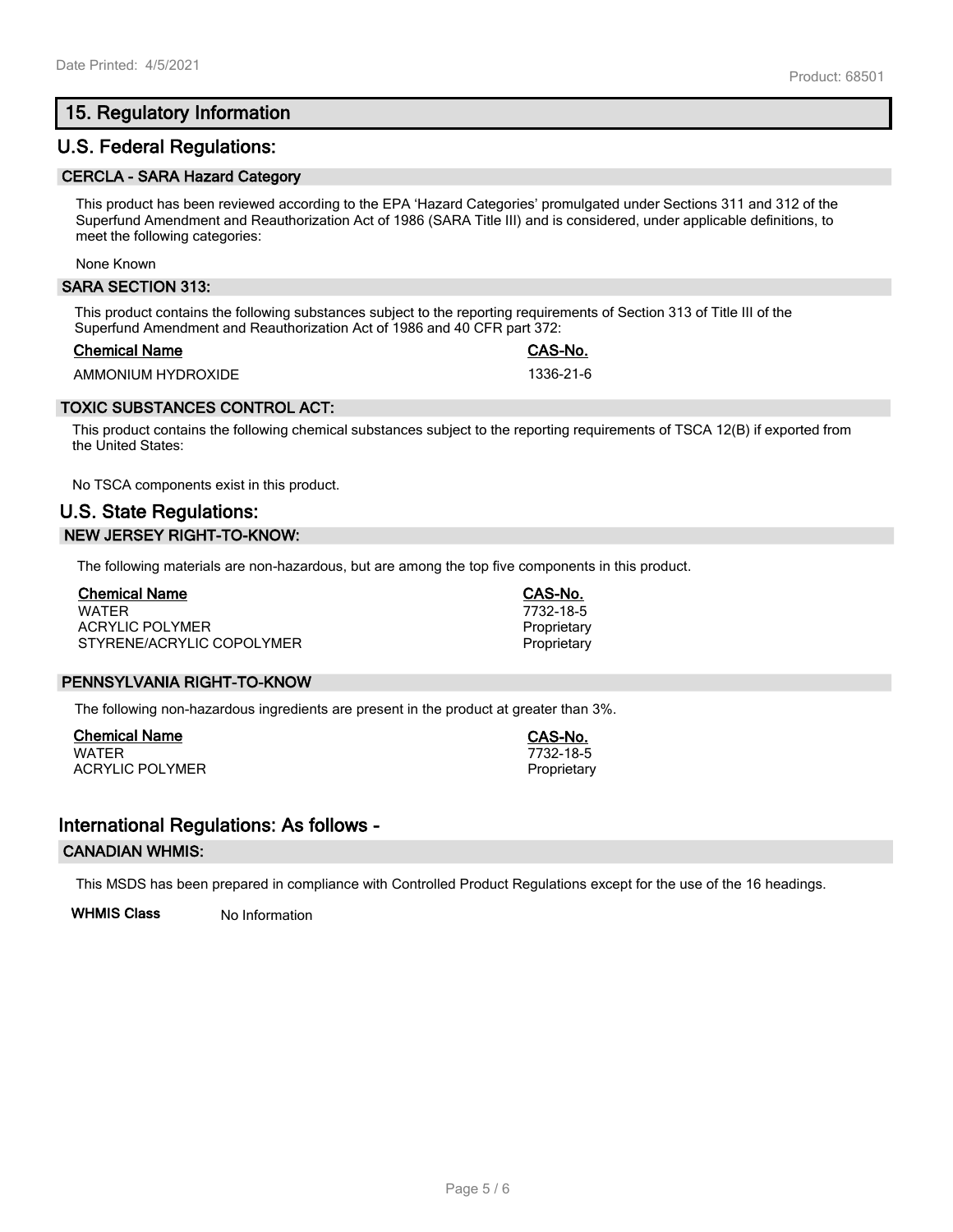## 15. Regulatory Information

### U.S. Federal Regulations:

#### CERCLA - SARA Hazard Category

This product has been reviewed according to the EPA 'Hazard Categories' promulgated under Sections 311 and 312 of the Superfund Amendment and Reauthorization Act of 1986 (SARA Title III) and is considered, under applicable definitions, to meet the following categories:

None Known

#### SARA SECTION 313:

This product contains the following substances subject to the reporting requirements of Section 313 of Title III of the Superfund Amendment and Reauthorization Act of 1986 and 40 CFR part 372:

| Chemical Name | CAS-No. |
|---|---|
| AMMONIUM HYDROXIDE | 1336-21-6 |

#### TOXIC SUBSTANCES CONTROL ACT:

This product contains the following chemical substances subject to the reporting requirements of TSCA 12(B) if exported from the United States:

No TSCA components exist in this product.

### U.S. State Regulations:

#### NEW JERSEY RIGHT-TO-KNOW:

The following materials are non-hazardous, but are among the top five components in this product.

| Chemical Name | CAS-No. |
|---|---|
| WATER | 7732-18-5 |
| ACRYLIC POLYMER | Proprietary |
| STYRENE/ACRYLIC COPOLYMER | Proprietary |

#### PENNSYLVANIA RIGHT-TO-KNOW

The following non-hazardous ingredients are present in the product at greater than 3%.

| Chemical Name | CAS-No. |
|---|---|
| WATER | 7732-18-5 |
| ACRYLIC POLYMER | Proprietary |

### International Regulations: As follows -

#### CANADIAN WHMIS:

This MSDS has been prepared in compliance with Controlled Product Regulations except for the use of the 16 headings.

**WHMIS Class** No Information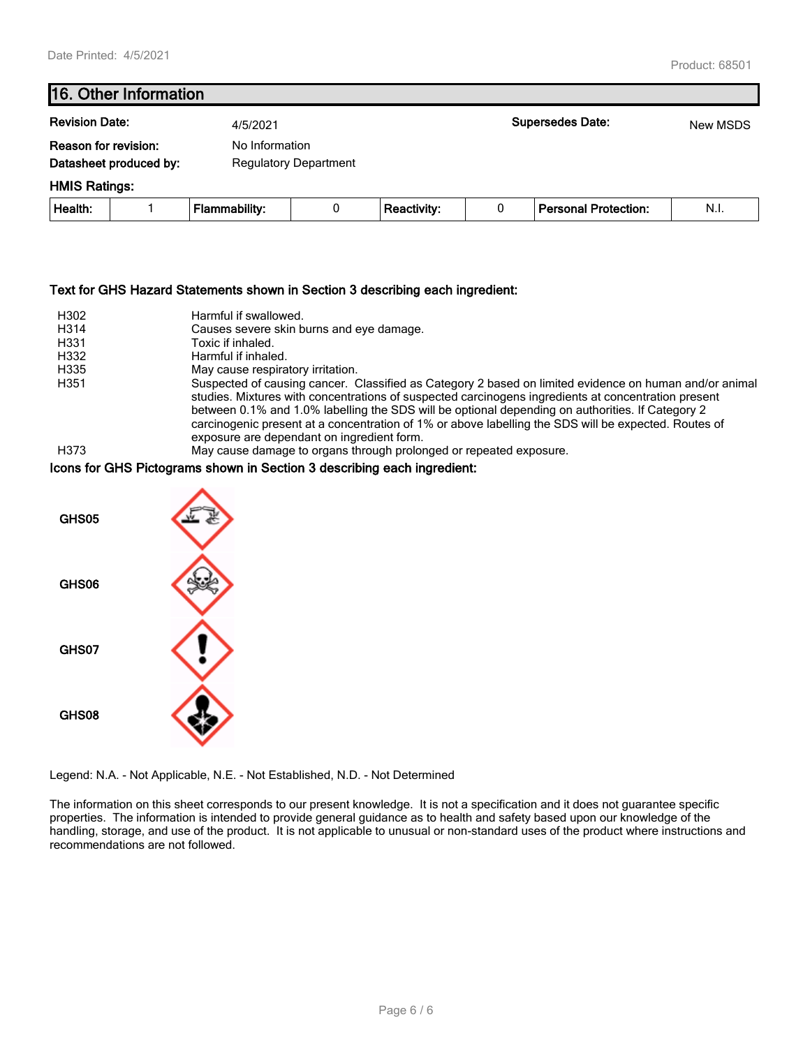## 16. Other Information

| | | | |
|---|---|---|---|
| **Revision Date:** | 4/5/2021 | **Supersedes Date:** | New MSDS |
| **Reason for revision:** | No Information | | |
| **Datasheet produced by:** | Regulatory Department | | |

**HMIS Ratings:**

| | | | | | | | |
|---|---|---|---|---|---|---|---|
| **Health:** | 1 | **Flammability:** | 0 | **Reactivity:** | 0 | **Personal Protection:** | N.I. |

**Text for GHS Hazard Statements shown in Section 3 describing each ingredient:**

| | |
|---|---|
| H302 | Harmful if swallowed. |
| H314 | Causes severe skin burns and eye damage. |
| H331 | Toxic if inhaled. |
| H332 | Harmful if inhaled. |
| H335 | May cause respiratory irritation. |
| H351 | Suspected of causing cancer. Classified as Category 2 based on limited evidence on human and/or animal studies. Mixtures with concentrations of suspected carcinogens ingredients at concentration present between 0.1% and 1.0% labelling the SDS will be optional depending on authorities. If Category 2 carcinogenic present at a concentration of 1% or above labelling the SDS will be expected. Routes of exposure are dependant on ingredient form. |
| H373 | May cause damage to organs through prolonged or repeated exposure. |

**Icons for GHS Pictograms shown in Section 3 describing each ingredient:**

GHS05

GHS06

GHS07

GHS08

Legend: N.A. - Not Applicable, N.E. - Not Established, N.D. - Not Determined

The information on this sheet corresponds to our present knowledge. It is not a specification and it does not guarantee specific properties. The information is intended to provide general guidance as to health and safety based upon our knowledge of the handling, storage, and use of the product. It is not applicable to unusual or non-standard uses of the product where instructions and recommendations are not followed.